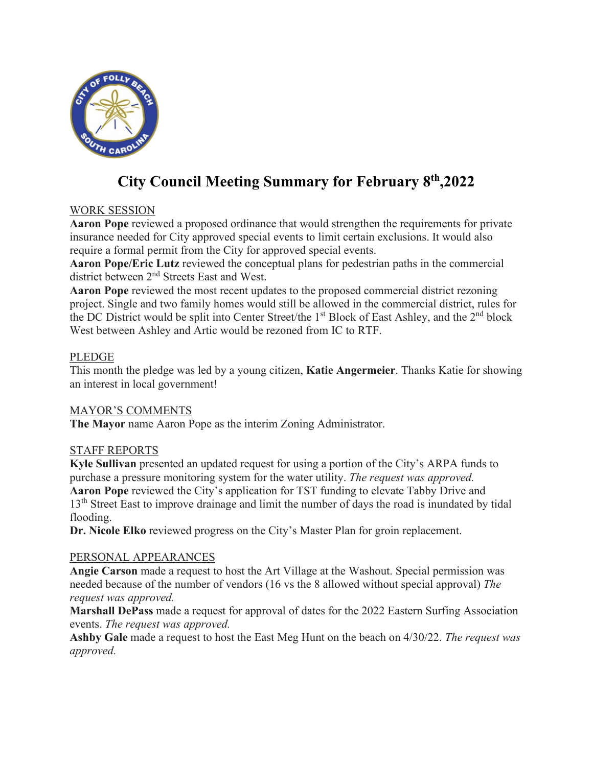# City Council Meeting Summary for February 8th,2022

WORK SESSION

**Aaron Pope** reviewed a proposed ordinance that would strengthen the requirements for private insurance needed for City approved special events to limit certain exclusions. It would also require a formal permit from the City for approved special events.

**Aaron Pope/Eric Lutz** reviewed the conceptual plans for pedestrian paths in the commercial district between 2nd Streets East and West.

**Aaron Pope** reviewed the most recent updates to the proposed commercial district rezoning project. Single and two family homes would still be allowed in the commercial district, rules for the DC District would be split into Center Street/the 1st Block of East Ashley, and the 2nd block West between Ashley and Artic would be rezoned from IC to RTF.

PLEDGE

This month the pledge was led by a young citizen, **Katie Angermeier**. Thanks Katie for showing an interest in local government!

MAYOR'S COMMENTS

**The Mayor** name Aaron Pope as the interim Zoning Administrator.

STAFF REPORTS

**Kyle Sullivan** presented an updated request for using a portion of the City's ARPA funds to purchase a pressure monitoring system for the water utility. *The request was approved.*

**Aaron Pope** reviewed the City's application for TST funding to elevate Tabby Drive and 13th Street East to improve drainage and limit the number of days the road is inundated by tidal flooding.

**Dr. Nicole Elko** reviewed progress on the City's Master Plan for groin replacement.

PERSONAL APPEARANCES

**Angie Carson** made a request to host the Art Village at the Washout. Special permission was needed because of the number of vendors (16 vs the 8 allowed without special approval) *The request was approved.*

**Marshall DePass** made a request for approval of dates for the 2022 Eastern Surfing Association events. *The request was approved.*

**Ashby Gale** made a request to host the East Meg Hunt on the beach on 4/30/22. *The request was approved.*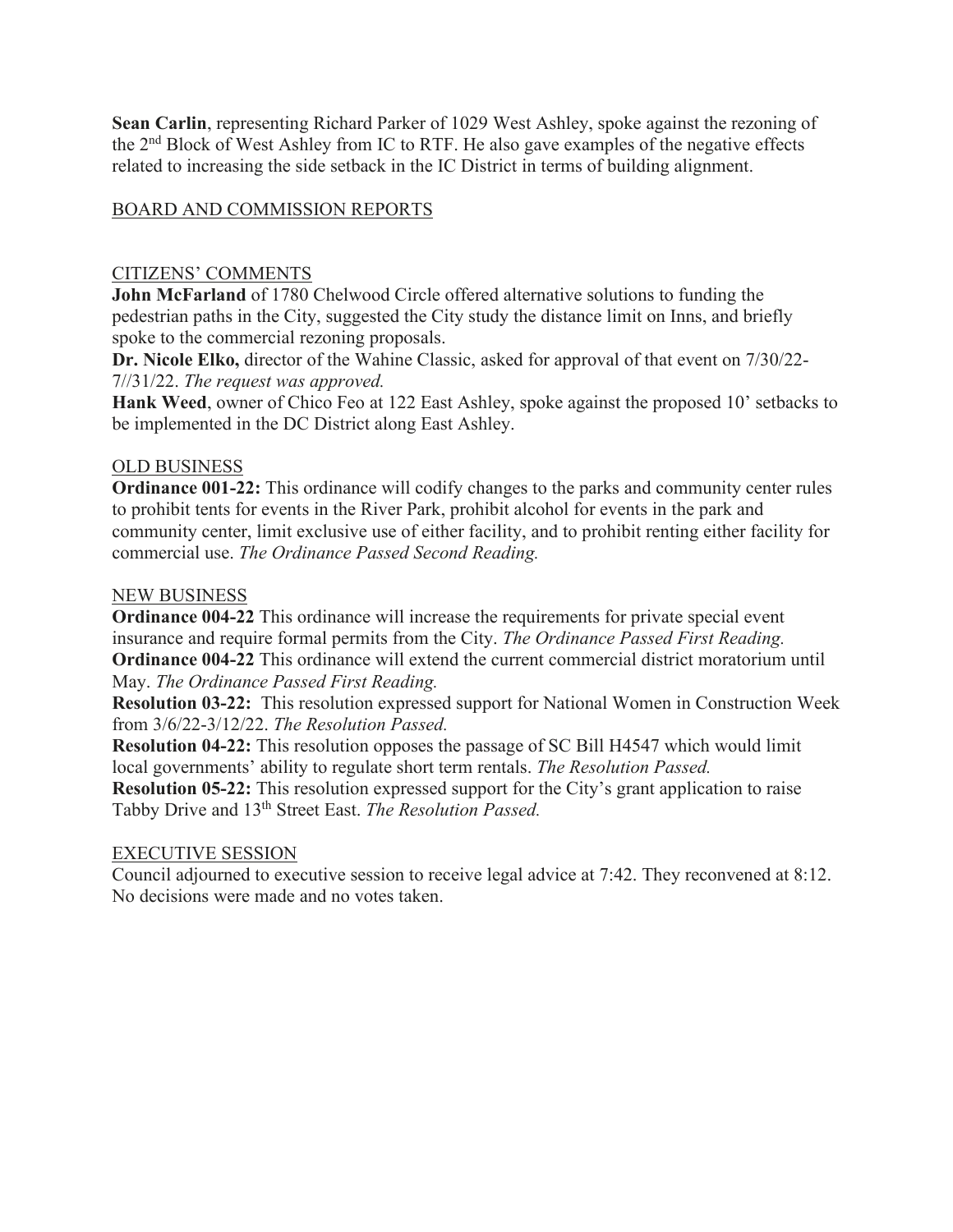**Sean Carlin**, representing Richard Parker of 1029 West Ashley, spoke against the rezoning of the 2nd Block of West Ashley from IC to RTF. He also gave examples of the negative effects related to increasing the side setback in the IC District in terms of building alignment.

BOARD AND COMMISSION REPORTS

CITIZENS' COMMENTS

**John McFarland** of 1780 Chelwood Circle offered alternative solutions to funding the pedestrian paths in the City, suggested the City study the distance limit on Inns, and briefly spoke to the commercial rezoning proposals.

**Dr. Nicole Elko,** director of the Wahine Classic, asked for approval of that event on 7/30/22-7//31/22. *The request was approved.*

**Hank Weed**, owner of Chico Feo at 122 East Ashley, spoke against the proposed 10' setbacks to be implemented in the DC District along East Ashley.

OLD BUSINESS

**Ordinance 001-22:** This ordinance will codify changes to the parks and community center rules to prohibit tents for events in the River Park, prohibit alcohol for events in the park and community center, limit exclusive use of either facility, and to prohibit renting either facility for commercial use. *The Ordinance Passed Second Reading.*

NEW BUSINESS

**Ordinance 004-22** This ordinance will increase the requirements for private special event insurance and require formal permits from the City. *The Ordinance Passed First Reading.*

**Ordinance 004-22** This ordinance will extend the current commercial district moratorium until May. *The Ordinance Passed First Reading.*

**Resolution 03-22:** This resolution expressed support for National Women in Construction Week from 3/6/22-3/12/22. *The Resolution Passed.*

**Resolution 04-22:** This resolution opposes the passage of SC Bill H4547 which would limit local governments' ability to regulate short term rentals. *The Resolution Passed.*

**Resolution 05-22:** This resolution expressed support for the City's grant application to raise Tabby Drive and 13th Street East. *The Resolution Passed.*

EXECUTIVE SESSION

Council adjourned to executive session to receive legal advice at 7:42. They reconvened at 8:12. No decisions were made and no votes taken.